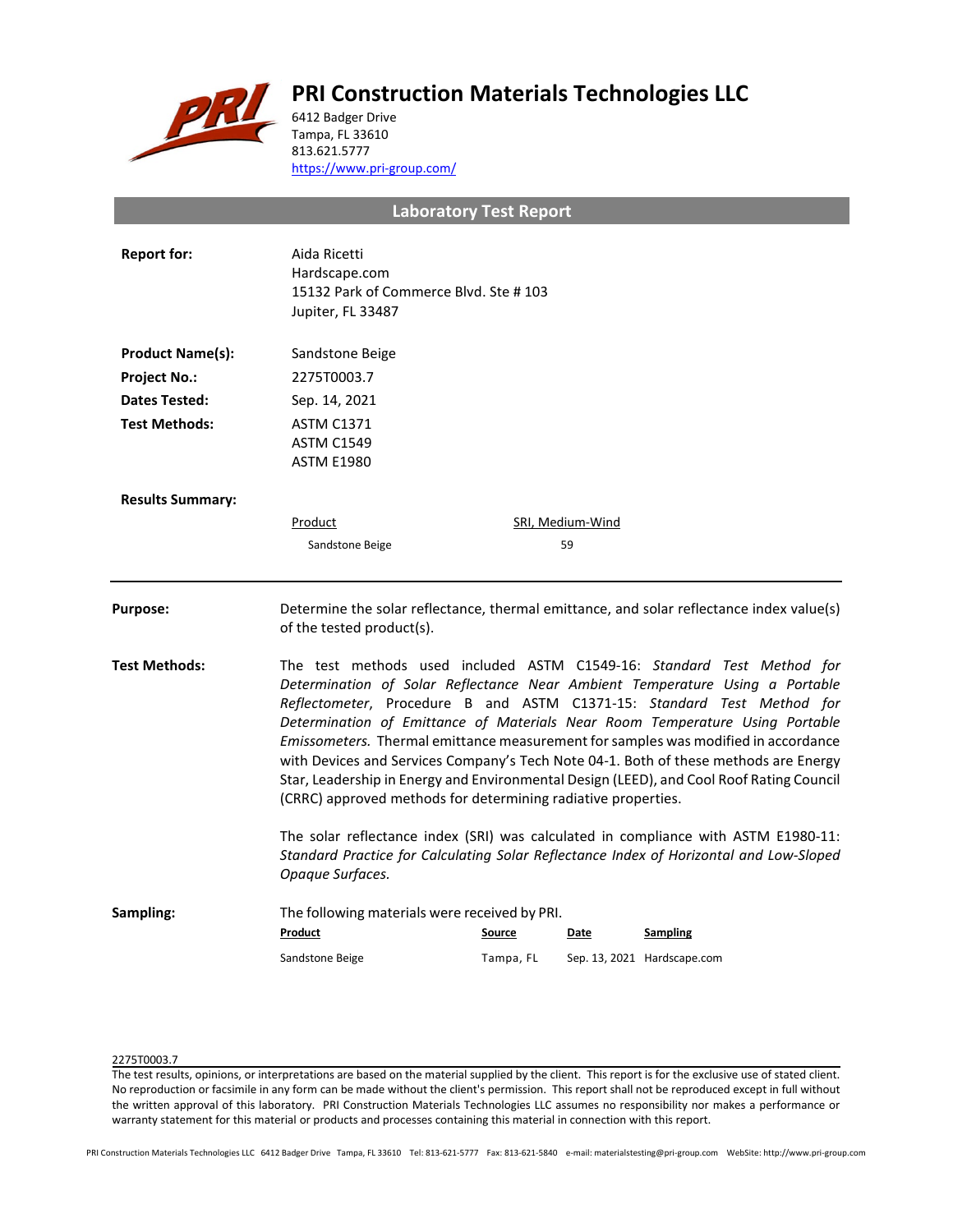# PRI Construction Materials Technologies LLC

6412 Badger Drive
Tampa, FL 33610
813.621.5777
https://www.pri-group.com/

## Laboratory Test Report

**Report for:** Aida Ricetti
Hardscape.com
15132 Park of Commerce Blvd. Ste # 103
Jupiter, FL 33487

**Product Name(s):** Sandstone Beige

**Project No.:** 2275T0003.7

**Dates Tested:** Sep. 14, 2021

**Test Methods:** ASTM C1371
ASTM C1549
ASTM E1980

**Results Summary:**

| Product | SRI, Medium-Wind |
| --- | --- |
| Sandstone Beige | 59 |

---

**Purpose:** Determine the solar reflectance, thermal emittance, and solar reflectance index value(s) of the tested product(s).

**Test Methods:** The test methods used included ASTM C1549-16: *Standard Test Method for Determination of Solar Reflectance Near Ambient Temperature Using a Portable Reflectometer*, Procedure B and ASTM C1371-15: *Standard Test Method for Determination of Emittance of Materials Near Room Temperature Using Portable Emissometers.* Thermal emittance measurement for samples was modified in accordance with Devices and Services Company's Tech Note 04-1. Both of these methods are Energy Star, Leadership in Energy and Environmental Design (LEED), and Cool Roof Rating Council (CRRC) approved methods for determining radiative properties.

The solar reflectance index (SRI) was calculated in compliance with ASTM E1980-11: *Standard Practice for Calculating Solar Reflectance Index of Horizontal and Low-Sloped Opaque Surfaces.*

**Sampling:** The following materials were received by PRI.

| Product | Source | Date | Sampling |
| --- | --- | --- | --- |
| Sandstone Beige | Tampa, FL | Sep. 13, 2021 | Hardscape.com |

2275T0003.7

The test results, opinions, or interpretations are based on the material supplied by the client. This report is for the exclusive use of stated client. No reproduction or facsimile in any form can be made without the client's permission. This report shall not be reproduced except in full without the written approval of this laboratory. PRI Construction Materials Technologies LLC assumes no responsibility nor makes a performance or warranty statement for this material or products and processes containing this material in connection with this report.

PRI Construction Materials Technologies LLC 6412 Badger Drive Tampa, FL 33610 Tel: 813-621-5777 Fax: 813-621-5840 e-mail: materialstesting@pri-group.com WebSite: http://www.pri-group.com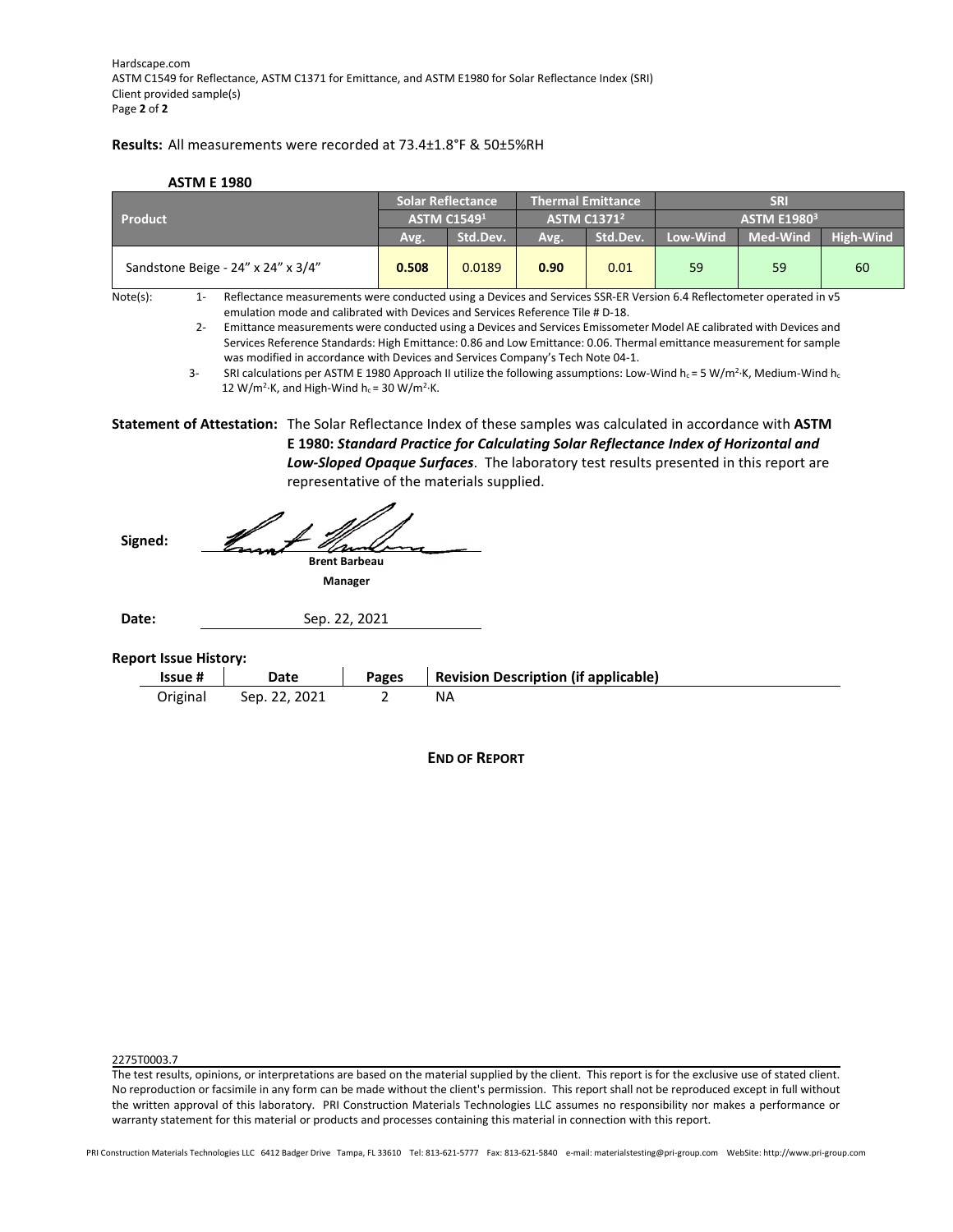**Results:** All measurements were recorded at 73.4±1.8°F & 50±5%RH

**ASTM E 1980**

| Product | Solar Reflectance ASTM C1549[1] | | Thermal Emittance ASTM C1371[2] | | SRI ASTM E1980[3] | | |
|---|---|---|---|---|---|---|---|
| | Avg. | Std.Dev. | Avg. | Std.Dev. | Low-Wind | Med-Wind | High-Wind |
| Sandstone Beige - 24" x 24" x 3/4" | **0.508** | 0.0189 | **0.90** | 0.01 | 59 | 59 | 60 |

Note(s):

1- Reflectance measurements were conducted using a Devices and Services SSR-ER Version 6.4 Reflectometer operated in v5 emulation mode and calibrated with Devices and Services Reference Tile # D-18.

2- Emittance measurements were conducted using a Devices and Services Emissometer Model AE calibrated with Devices and Services Reference Standards: High Emittance: 0.86 and Low Emittance: 0.06. Thermal emittance measurement for sample was modified in accordance with Devices and Services Company's Tech Note 04-1.

3- SRI calculations per ASTM E 1980 Approach II utilize the following assumptions: Low-Wind $h_c$ = 5 W/m$^2$·K, Medium-Wind $h_c$ 12 W/m$^2$·K, and High-Wind $h_c$ = 30 W/m$^2$·K.

**Statement of Attestation:** The Solar Reflectance Index of these samples was calculated in accordance with **ASTM E 1980:** ***Standard Practice for Calculating Solar Reflectance Index of Horizontal and Low-Sloped Opaque Surfaces***. The laboratory test results presented in this report are representative of the materials supplied.

**Signed:**

**Brent Barbeau**
**Manager**

**Date:** Sep. 22, 2021

**Report Issue History:**

| Issue # | Date | Pages | Revision Description (if applicable) |
|---|---|---|---|
| Original | Sep. 22, 2021 | 2 | NA |

**END OF REPORT**

2275T0003.7

The test results, opinions, or interpretations are based on the material supplied by the client. This report is for the exclusive use of stated client. No reproduction or facsimile in any form can be made without the client's permission. This report shall not be reproduced except in full without the written approval of this laboratory. PRI Construction Materials Technologies LLC assumes no responsibility nor makes a performance or warranty statement for this material or products and processes containing this material in connection with this report.